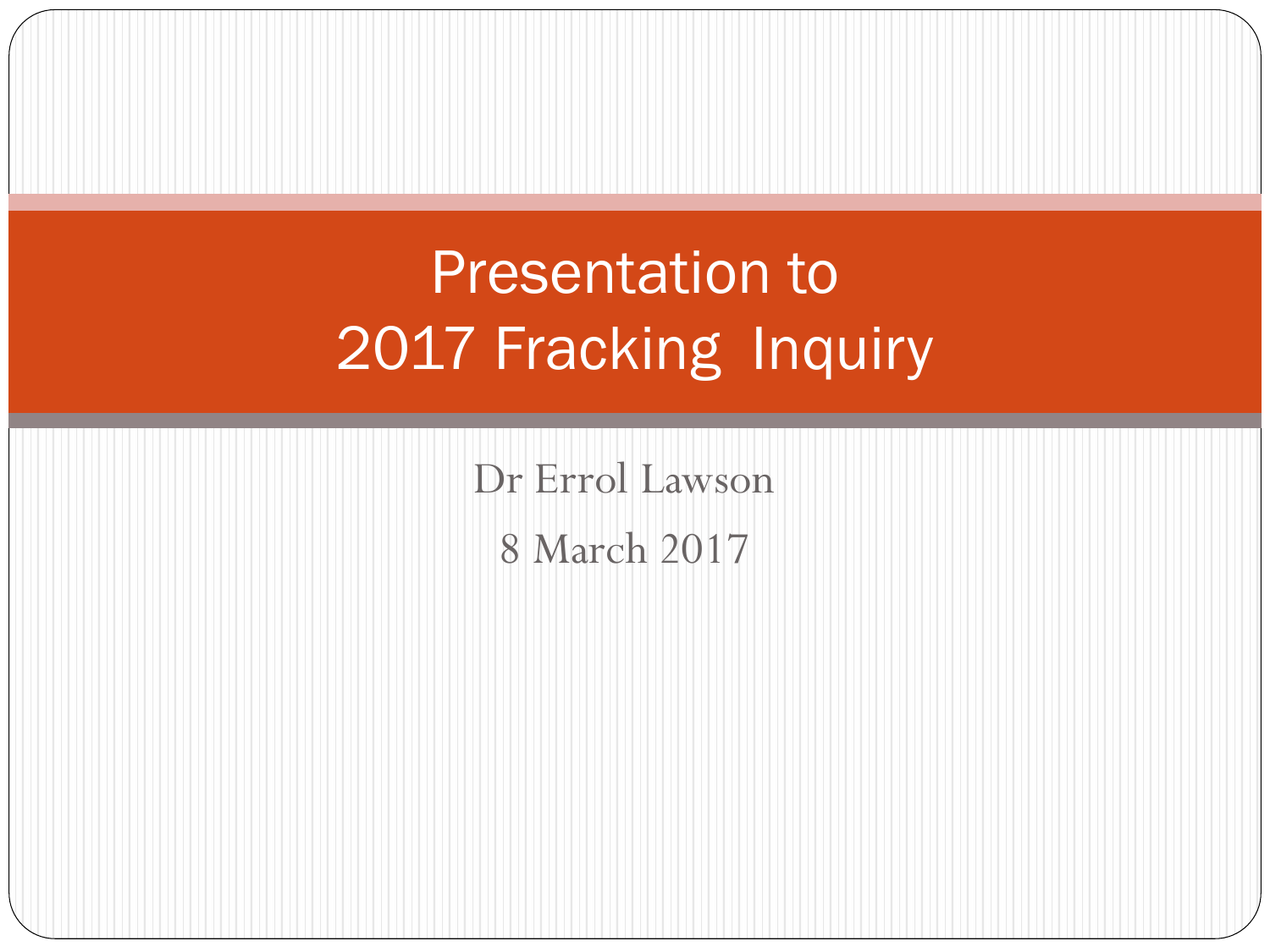# Presentation to 2017 Fracking Inquiry

Dr Errol Lawson

8 March 2017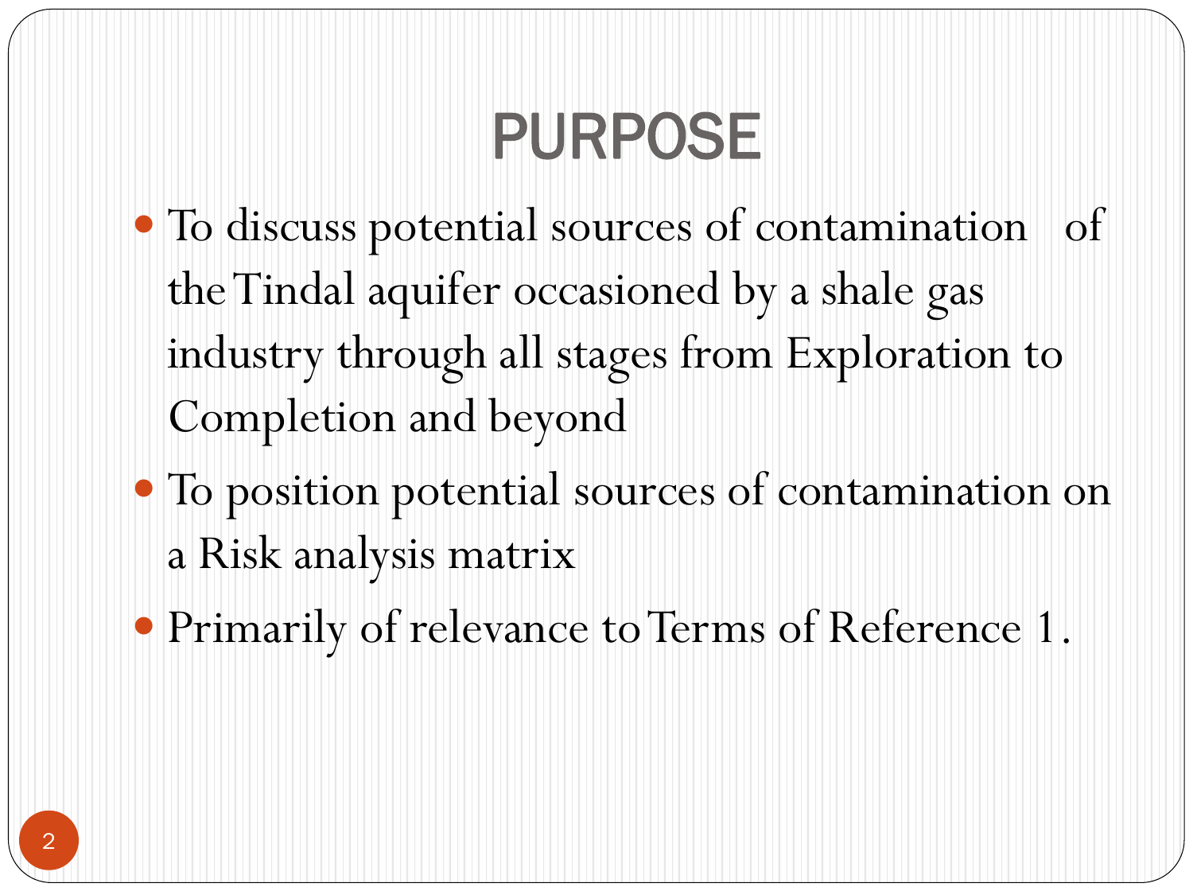# PURPOSE

- To discuss potential sources of contamination of the Tindal aquifer occasioned by a shale gas industry through all stages from Exploration to Completion and beyond
- To position potential sources of contamination on a Risk analysis matrix
- Primarily of relevance to Terms of Reference 1.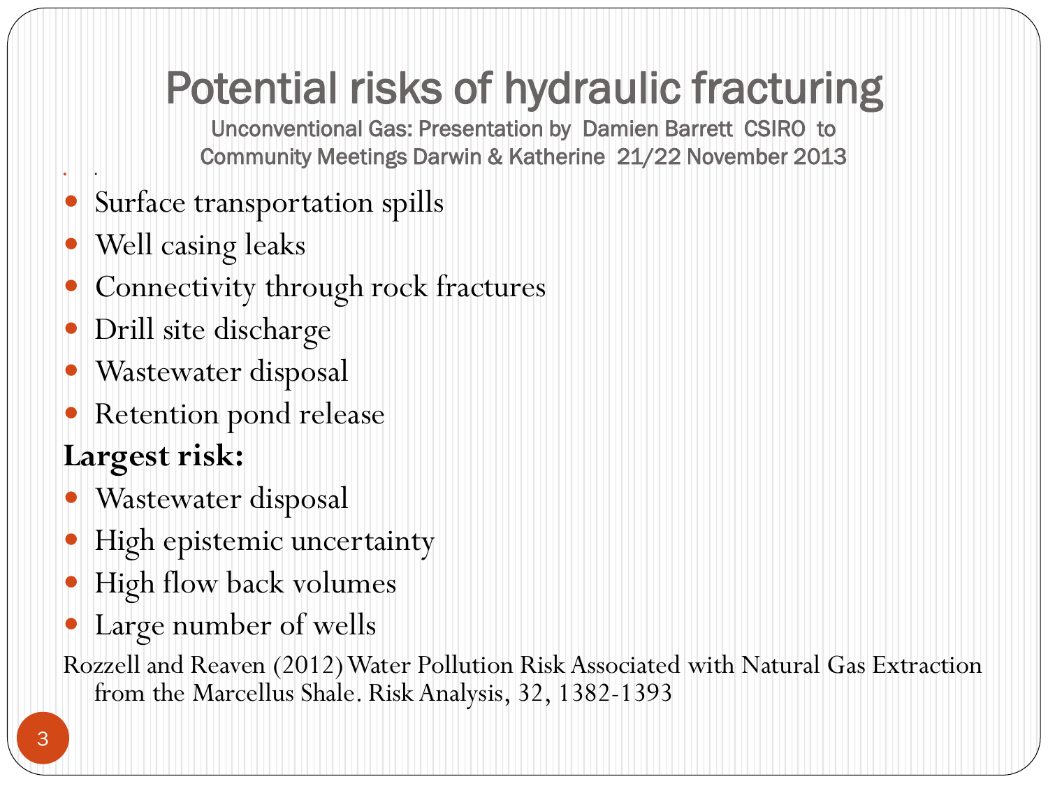# Potential risks of hydraulic fracturing

Unconventional Gas: Presentation by Damien Barrett CSIRO to Community Meetings Darwin & Katherine 21/22 November 2013

- Surface transportation spills
- Well casing leaks
- Connectivity through rock fractures
- Drill site discharge
- Wastewater disposal
- Retention pond release

**Largest risk:**

- Wastewater disposal
- High epistemic uncertainty
- High flow back volumes
- Large number of wells

Rozzell and Reaven (2012) Water Pollution Risk Associated with Natural Gas Extraction from the Marcellus Shale. Risk Analysis, 32, 1382-1393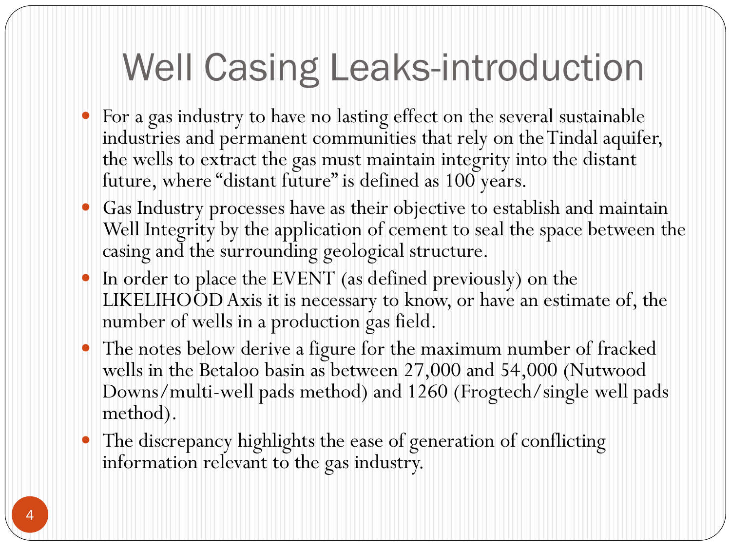# Well Casing Leaks-introduction

- For a gas industry to have no lasting effect on the several sustainable industries and permanent communities that rely on the Tindal aquifer, the wells to extract the gas must maintain integrity into the distant future, where "distant future" is defined as 100 years.
- Gas Industry processes have as their objective to establish and maintain Well Integrity by the application of cement to seal the space between the casing and the surrounding geological structure.
- In order to place the EVENT (as defined previously) on the LIKELIHOOD Axis it is necessary to know, or have an estimate of, the number of wells in a production gas field.
- The notes below derive a figure for the maximum number of fracked wells in the Betaloo basin as between 27,000 and 54,000 (Nutwood Downs/multi-well pads method) and 1260 (Frogtech/single well pads method).
- The discrepancy highlights the ease of generation of conflicting information relevant to the gas industry.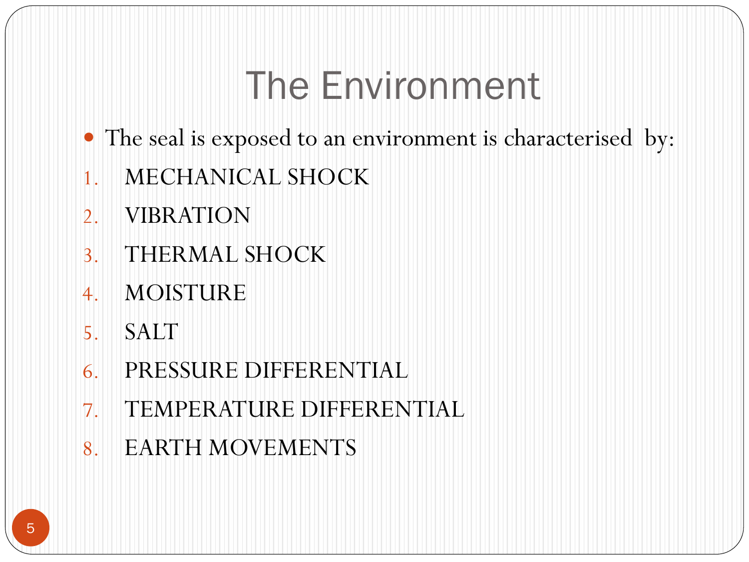# The Environment

- The seal is exposed to an environment is characterised by:

1. MECHANICAL SHOCK
2. VIBRATION
3. THERMAL SHOCK
4. MOISTURE
5. SALT
6. PRESSURE DIFFERENTIAL
7. TEMPERATURE DIFFERENTIAL
8. EARTH MOVEMENTS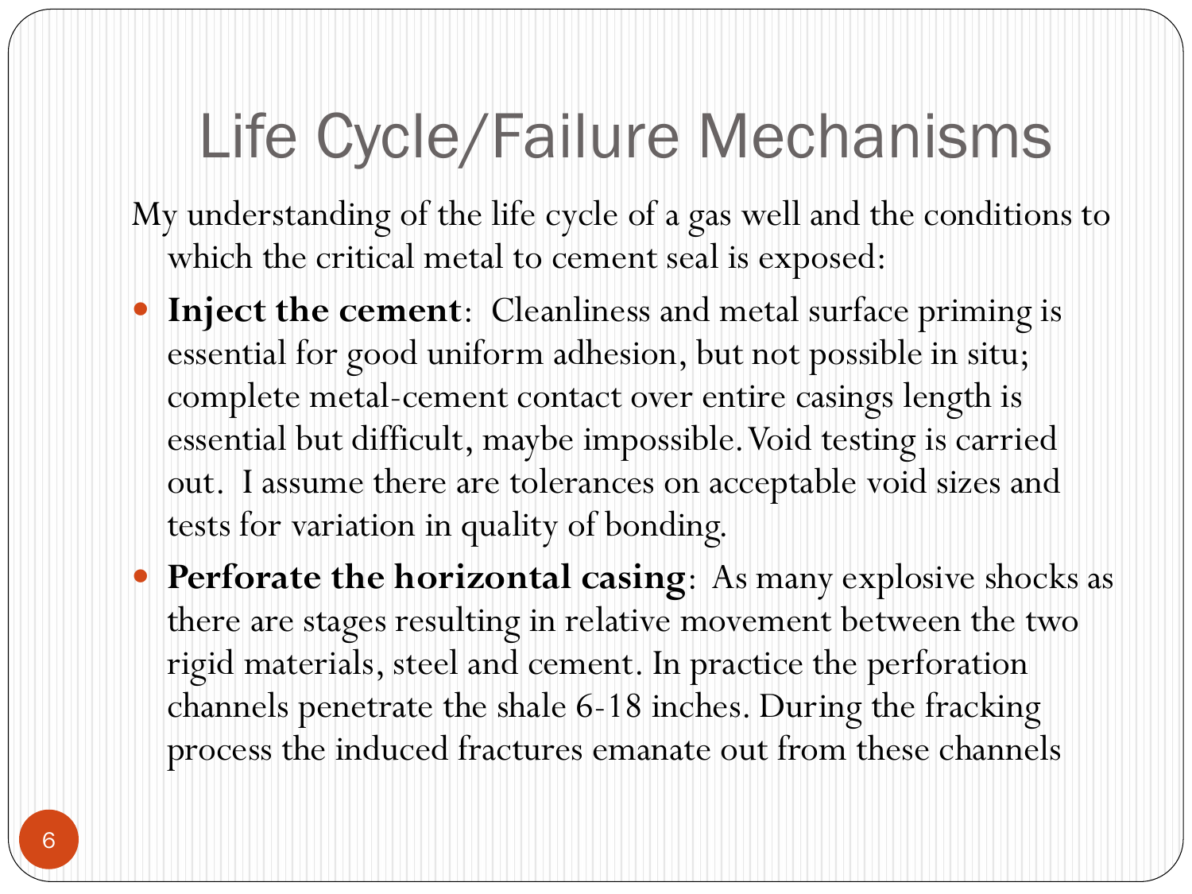# Life Cycle/Failure Mechanisms

My understanding of the life cycle of a gas well and the conditions to which the critical metal to cement seal is exposed:

- **Inject the cement**: Cleanliness and metal surface priming is essential for good uniform adhesion, but not possible in situ; complete metal-cement contact over entire casings length is essential but difficult, maybe impossible. Void testing is carried out. I assume there are tolerances on acceptable void sizes and tests for variation in quality of bonding.
- **Perforate the horizontal casing**: As many explosive shocks as there are stages resulting in relative movement between the two rigid materials, steel and cement. In practice the perforation channels penetrate the shale 6-18 inches. During the fracking process the induced fractures emanate out from these channels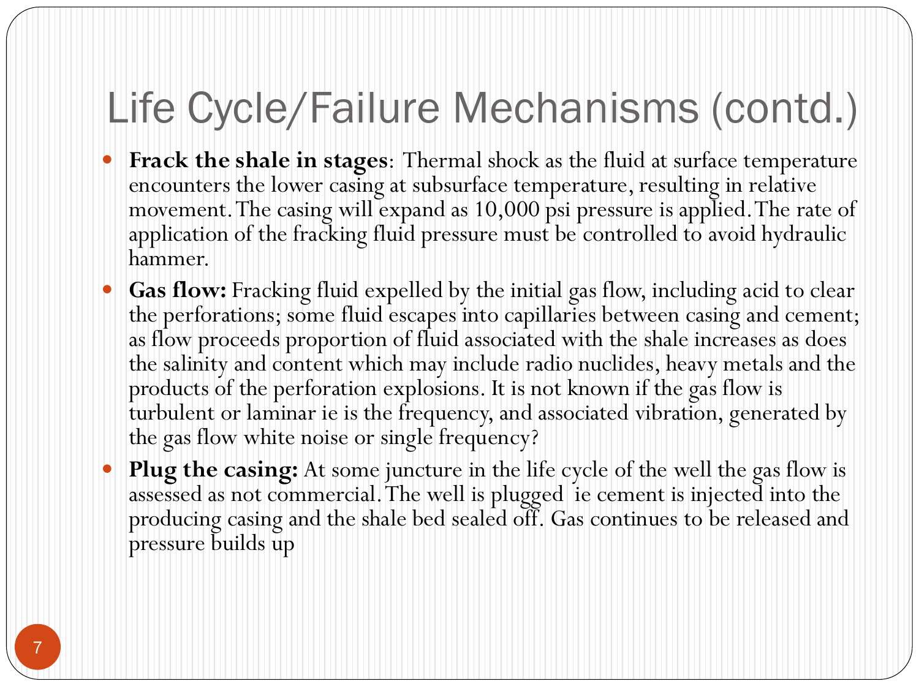# Life Cycle/Failure Mechanisms (contd.)

- **Frack the shale in stages**: Thermal shock as the fluid at surface temperature encounters the lower casing at subsurface temperature, resulting in relative movement. The casing will expand as 10,000 psi pressure is applied. The rate of application of the fracking fluid pressure must be controlled to avoid hydraulic hammer.
- **Gas flow:** Fracking fluid expelled by the initial gas flow, including acid to clear the perforations; some fluid escapes into capillaries between casing and cement; as flow proceeds proportion of fluid associated with the shale increases as does the salinity and content which may include radio nuclides, heavy metals and the products of the perforation explosions. It is not known if the gas flow is turbulent or laminar ie is the frequency, and associated vibration, generated by the gas flow white noise or single frequency?
- **Plug the casing:** At some juncture in the life cycle of the well the gas flow is assessed as not commercial. The well is plugged ie cement is injected into the producing casing and the shale bed sealed off. Gas continues to be released and pressure builds up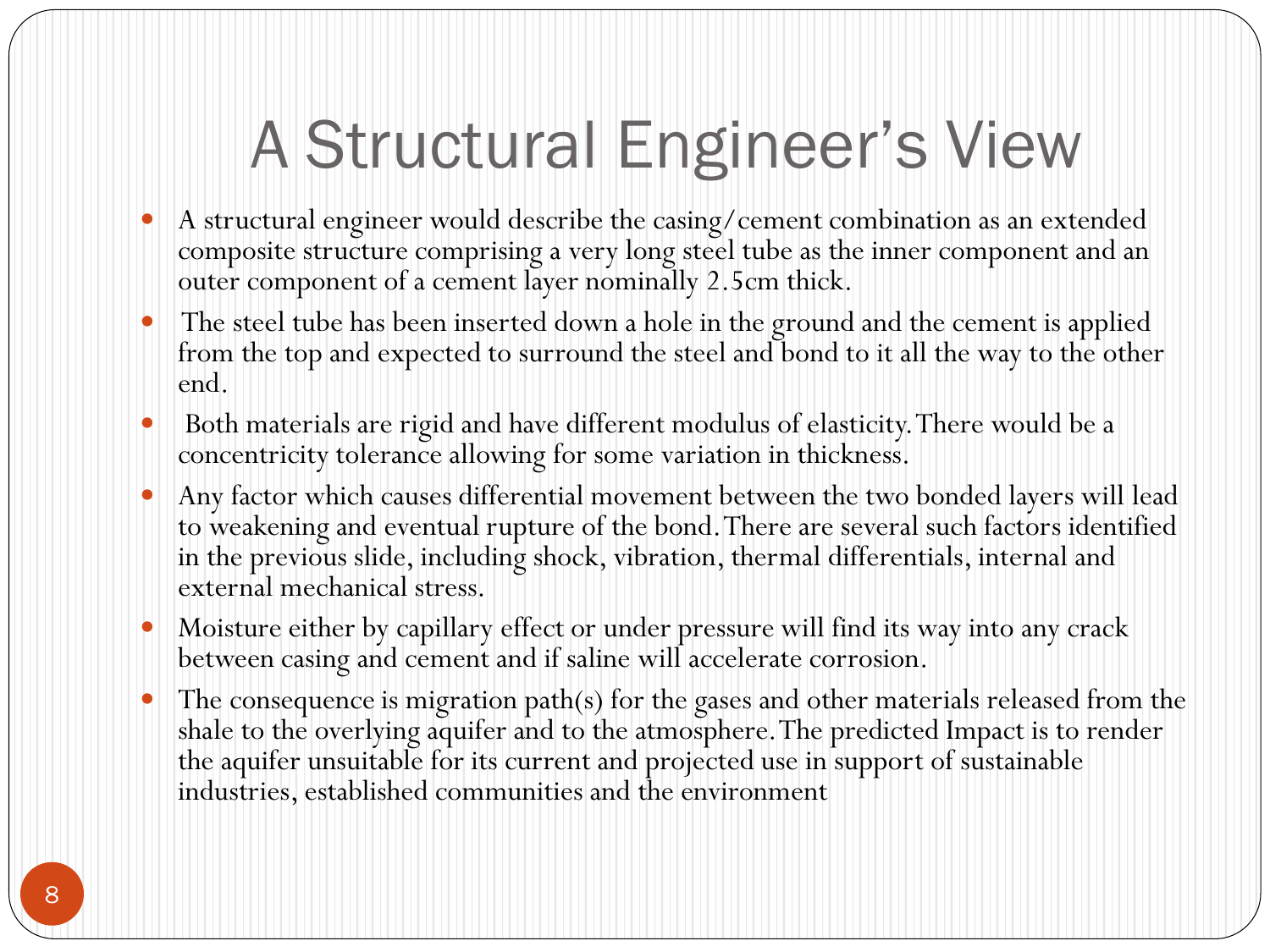# A Structural Engineer's View

- A structural engineer would describe the casing/cement combination as an extended composite structure comprising a very long steel tube as the inner component and an outer component of a cement layer nominally 2.5cm thick.
- The steel tube has been inserted down a hole in the ground and the cement is applied from the top and expected to surround the steel and bond to it all the way to the other end.
- Both materials are rigid and have different modulus of elasticity. There would be a concentricity tolerance allowing for some variation in thickness.
- Any factor which causes differential movement between the two bonded layers will lead to weakening and eventual rupture of the bond. There are several such factors identified in the previous slide, including shock, vibration, thermal differentials, internal and external mechanical stress.
- Moisture either by capillary effect or under pressure will find its way into any crack between casing and cement and if saline will accelerate corrosion.
- The consequence is migration path(s) for the gases and other materials released from the shale to the overlying aquifer and to the atmosphere. The predicted Impact is to render the aquifer unsuitable for its current and projected use in support of sustainable industries, established communities and the environment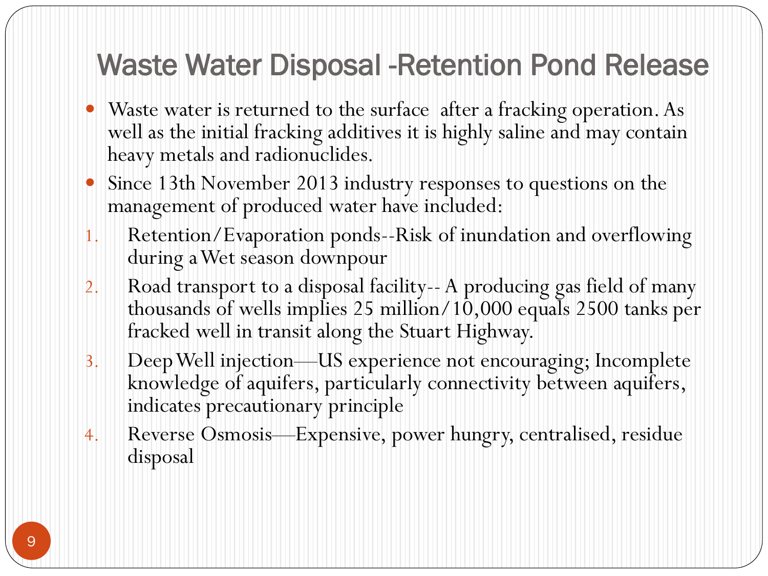# Waste Water Disposal -Retention Pond Release

- Waste water is returned to the surface after a fracking operation. As well as the initial fracking additives it is highly saline and may contain heavy metals and radionuclides.
- Since 13th November 2013 industry responses to questions on the management of produced water have included:

1. Retention/Evaporation ponds--Risk of inundation and overflowing during a Wet season downpour
2. Road transport to a disposal facility-- A producing gas field of many thousands of wells implies 25 million/10,000 equals 2500 tanks per fracked well in transit along the Stuart Highway.
3. Deep Well injection—US experience not encouraging; Incomplete knowledge of aquifers, particularly connectivity between aquifers, indicates precautionary principle
4. Reverse Osmosis—Expensive, power hungry, centralised, residue disposal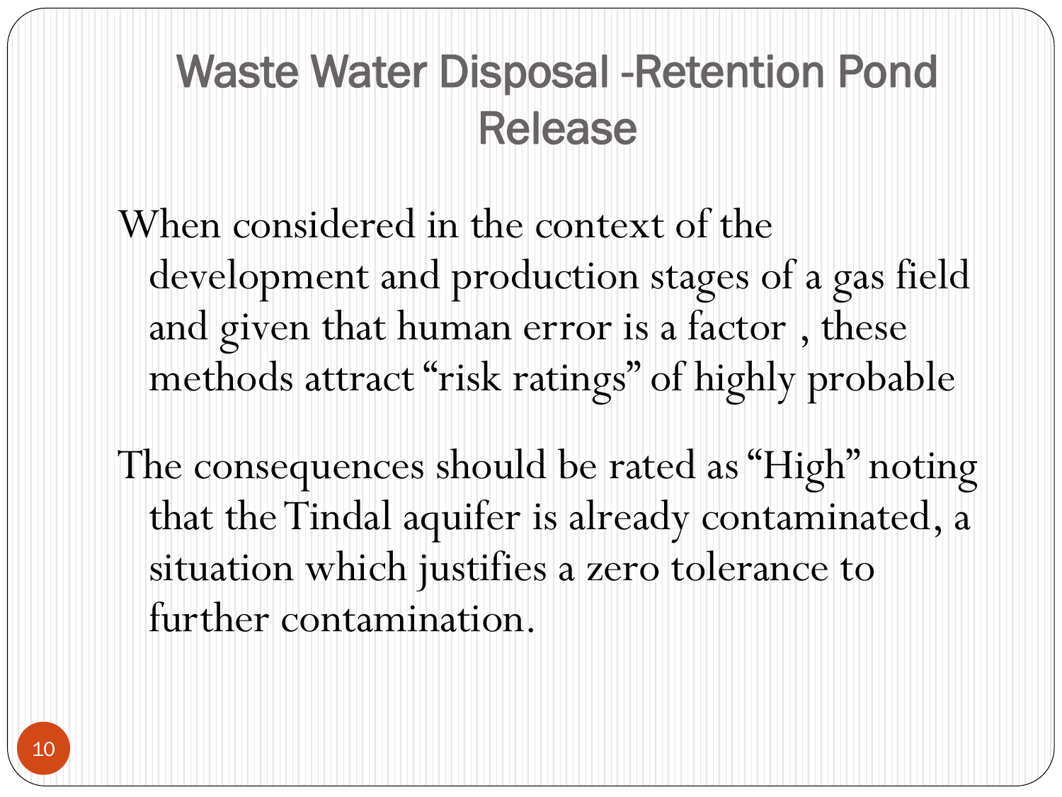# Waste Water Disposal -Retention Pond Release

When considered in the context of the development and production stages of a gas field and given that human error is a factor , these methods attract "risk ratings" of highly probable

The consequences should be rated as "High" noting that the Tindal aquifer is already contaminated, a situation which justifies a zero tolerance to further contamination.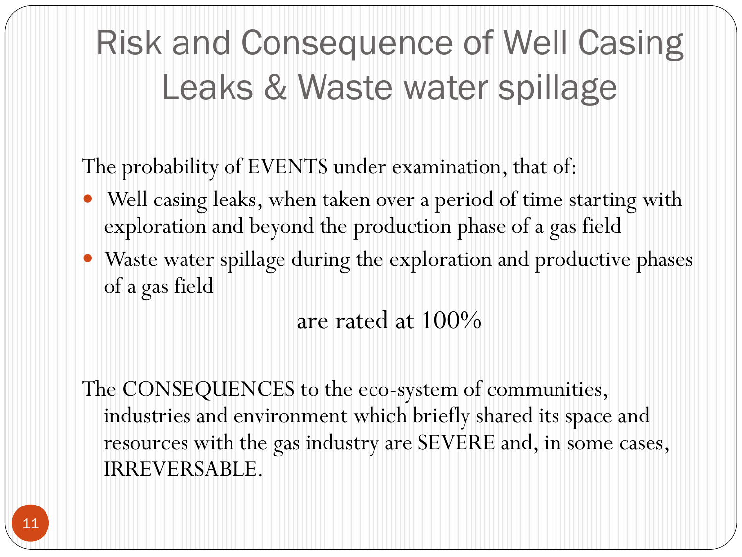# Risk and Consequence of Well Casing Leaks & Waste water spillage

The probability of EVENTS under examination, that of:

- Well casing leaks, when taken over a period of time starting with exploration and beyond the production phase of a gas field
- Waste water spillage during the exploration and productive phases of a gas field

are rated at 100%

The CONSEQUENCES to the eco-system of communities, industries and environment which briefly shared its space and resources with the gas industry are SEVERE and, in some cases, IRREVERSABLE.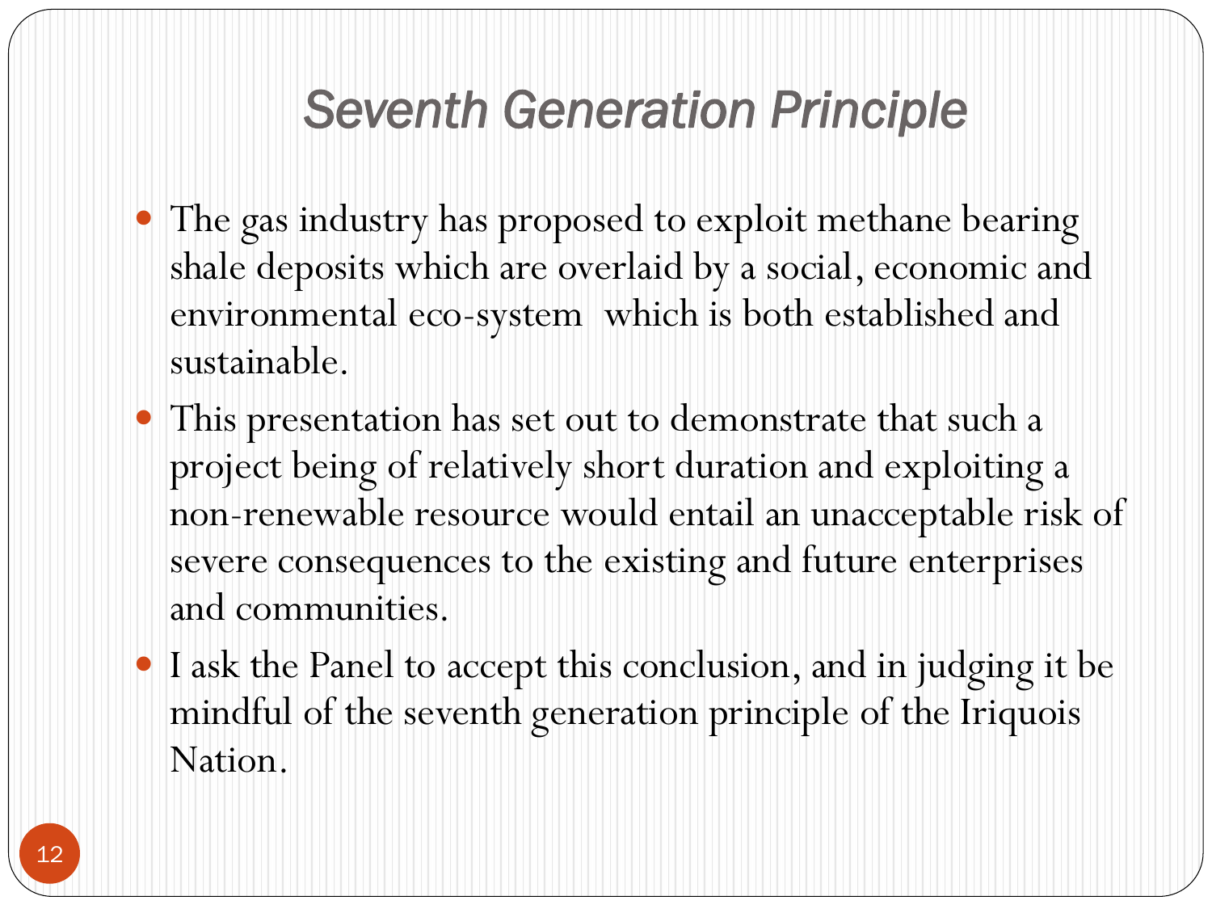# *Seventh Generation Principle*

- The gas industry has proposed to exploit methane bearing shale deposits which are overlaid by a social, economic and environmental eco-system which is both established and sustainable.
- This presentation has set out to demonstrate that such a project being of relatively short duration and exploiting a non-renewable resource would entail an unacceptable risk of severe consequences to the existing and future enterprises and communities.
- I ask the Panel to accept this conclusion, and in judging it be mindful of the seventh generation principle of the Iriquois Nation.